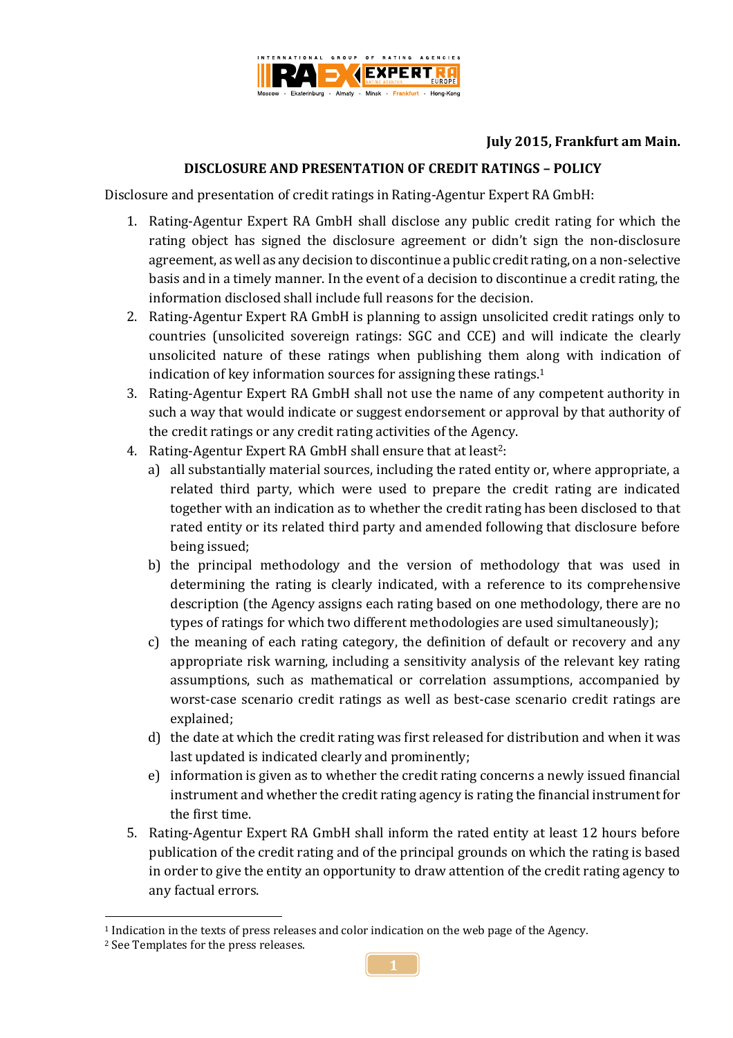**July 2015, Frankfurt am Main.**

## DISCLOSURE AND PRESENTATION OF CREDIT RATINGS – POLICY

Disclosure and presentation of credit ratings in Rating-Agentur Expert RA GmbH:

1. Rating-Agentur Expert RA GmbH shall disclose any public credit rating for which the rating object has signed the disclosure agreement or didn't sign the non-disclosure agreement, as well as any decision to discontinue a public credit rating, on a non-selective basis and in a timely manner. In the event of a decision to discontinue a credit rating, the information disclosed shall include full reasons for the decision.
2. Rating-Agentur Expert RA GmbH is planning to assign unsolicited credit ratings only to countries (unsolicited sovereign ratings: SGC and CCE) and will indicate the clearly unsolicited nature of these ratings when publishing them along with indication of indication of key information sources for assigning these ratings.[1]
3. Rating-Agentur Expert RA GmbH shall not use the name of any competent authority in such a way that would indicate or suggest endorsement or approval by that authority of the credit ratings or any credit rating activities of the Agency.
4. Rating-Agentur Expert RA GmbH shall ensure that at least[2]:
   a) all substantially material sources, including the rated entity or, where appropriate, a related third party, which were used to prepare the credit rating are indicated together with an indication as to whether the credit rating has been disclosed to that rated entity or its related third party and amended following that disclosure before being issued;
   b) the principal methodology and the version of methodology that was used in determining the rating is clearly indicated, with a reference to its comprehensive description (the Agency assigns each rating based on one methodology, there are no types of ratings for which two different methodologies are used simultaneously);
   c) the meaning of each rating category, the definition of default or recovery and any appropriate risk warning, including a sensitivity analysis of the relevant key rating assumptions, such as mathematical or correlation assumptions, accompanied by worst-case scenario credit ratings as well as best-case scenario credit ratings are explained;
   d) the date at which the credit rating was first released for distribution and when it was last updated is indicated clearly and prominently;
   e) information is given as to whether the credit rating concerns a newly issued financial instrument and whether the credit rating agency is rating the financial instrument for the first time.
5. Rating-Agentur Expert RA GmbH shall inform the rated entity at least 12 hours before publication of the credit rating and of the principal grounds on which the rating is based in order to give the entity an opportunity to draw attention of the credit rating agency to any factual errors.

---

[1] Indication in the texts of press releases and color indication on the web page of the Agency.

[2] See Templates for the press releases.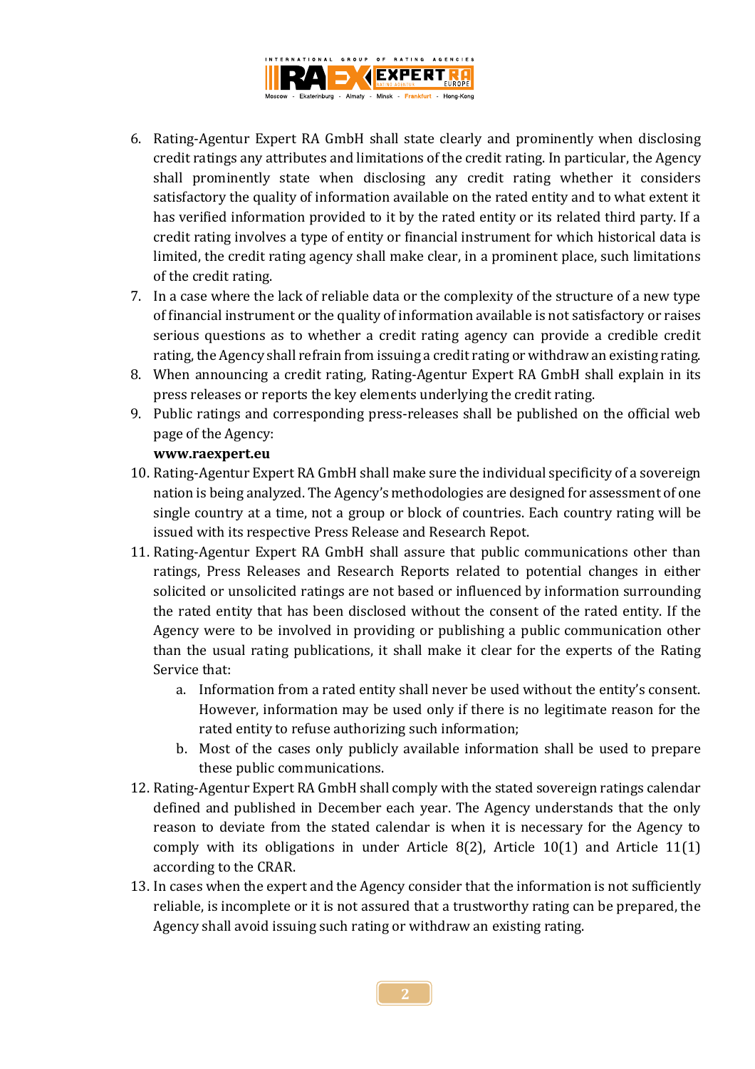6. Rating-Agentur Expert RA GmbH shall state clearly and prominently when disclosing credit ratings any attributes and limitations of the credit rating. In particular, the Agency shall prominently state when disclosing any credit rating whether it considers satisfactory the quality of information available on the rated entity and to what extent it has verified information provided to it by the rated entity or its related third party. If a credit rating involves a type of entity or financial instrument for which historical data is limited, the credit rating agency shall make clear, in a prominent place, such limitations of the credit rating.
7. In a case where the lack of reliable data or the complexity of the structure of a new type of financial instrument or the quality of information available is not satisfactory or raises serious questions as to whether a credit rating agency can provide a credible credit rating, the Agency shall refrain from issuing a credit rating or withdraw an existing rating.
8. When announcing a credit rating, Rating-Agentur Expert RA GmbH shall explain in its press releases or reports the key elements underlying the credit rating.
9. Public ratings and corresponding press-releases shall be published on the official web page of the Agency:
   **www.raexpert.eu**
10. Rating-Agentur Expert RA GmbH shall make sure the individual specificity of a sovereign nation is being analyzed. The Agency's methodologies are designed for assessment of one single country at a time, not a group or block of countries. Each country rating will be issued with its respective Press Release and Research Repot.
11. Rating-Agentur Expert RA GmbH shall assure that public communications other than ratings, Press Releases and Research Reports related to potential changes in either solicited or unsolicited ratings are not based or influenced by information surrounding the rated entity that has been disclosed without the consent of the rated entity. If the Agency were to be involved in providing or publishing a public communication other than the usual rating publications, it shall make it clear for the experts of the Rating Service that:
    a. Information from a rated entity shall never be used without the entity's consent. However, information may be used only if there is no legitimate reason for the rated entity to refuse authorizing such information;
    b. Most of the cases only publicly available information shall be used to prepare these public communications.
12. Rating-Agentur Expert RA GmbH shall comply with the stated sovereign ratings calendar defined and published in December each year. The Agency understands that the only reason to deviate from the stated calendar is when it is necessary for the Agency to comply with its obligations in under Article 8(2), Article 10(1) and Article 11(1) according to the CRAR.
13. In cases when the expert and the Agency consider that the information is not sufficiently reliable, is incomplete or it is not assured that a trustworthy rating can be prepared, the Agency shall avoid issuing such rating or withdraw an existing rating.